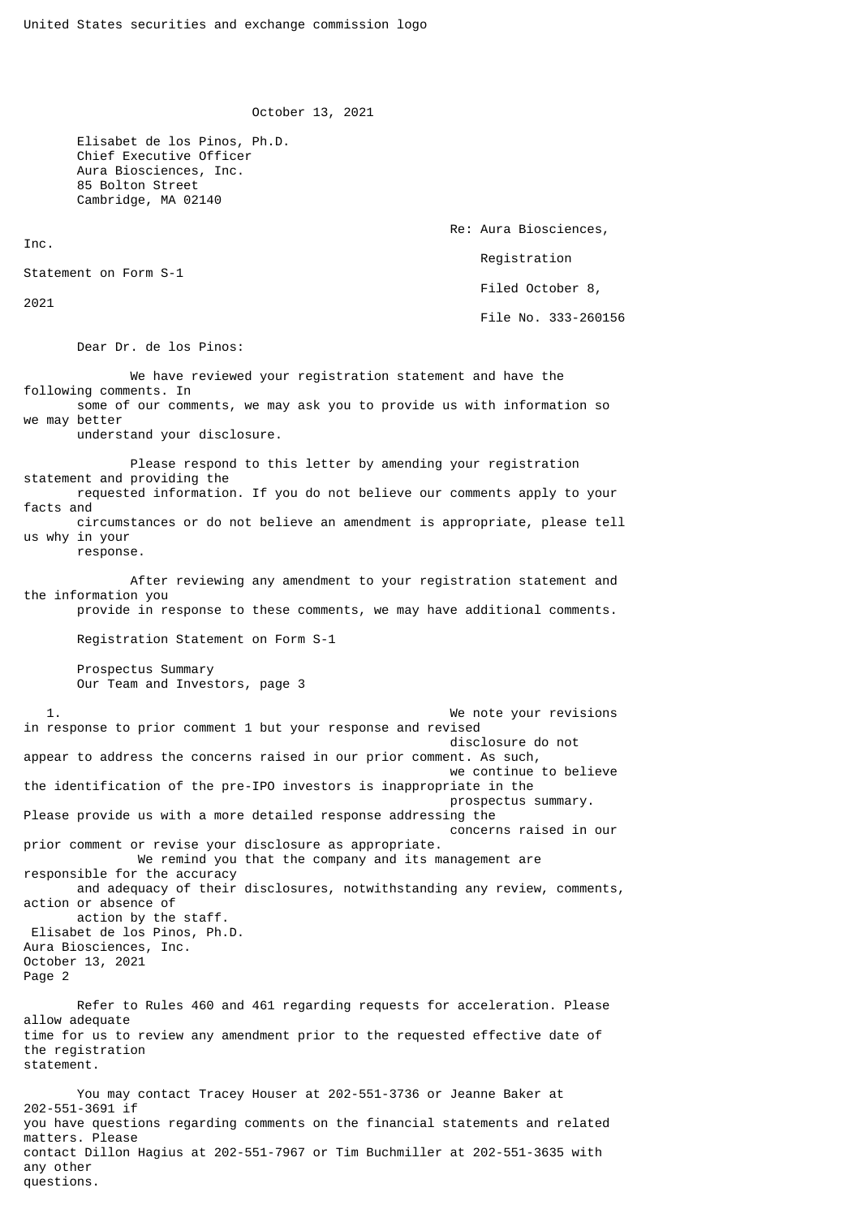United States securities and exchange commission logo

October 13, 2021

Elisabet de los Pinos, Ph.D.
Chief Executive Officer
Aura Biosciences, Inc.
85 Bolton Street
Cambridge, MA 02140

Re: Aura Biosciences, Inc.
Registration Statement on Form S-1
Filed October 8, 2021
File No. 333-260156

Dear Dr. de los Pinos:

We have reviewed your registration statement and have the following comments. In some of our comments, we may ask you to provide us with information so we may better understand your disclosure.

Please respond to this letter by amending your registration statement and providing the requested information. If you do not believe our comments apply to your facts and circumstances or do not believe an amendment is appropriate, please tell us why in your response.

After reviewing any amendment to your registration statement and the information you provide in response to these comments, we may have additional comments.

Registration Statement on Form S-1

Prospectus Summary
Our Team and Investors, page 3

1. We note your revisions in response to prior comment 1 but your response and revised disclosure do not appear to address the concerns raised in our prior comment. As such, we continue to believe the identification of the pre-IPO investors is inappropriate in the prospectus summary. Please provide us with a more detailed response addressing the concerns raised in our prior comment or revise your disclosure as appropriate.

We remind you that the company and its management are responsible for the accuracy and adequacy of their disclosures, notwithstanding any review, comments, action or absence of action by the staff.

Refer to Rules 460 and 461 regarding requests for acceleration. Please allow adequate time for us to review any amendment prior to the requested effective date of the registration statement.

You may contact Tracey Houser at 202-551-3736 or Jeanne Baker at 202-551-3691 if you have questions regarding comments on the financial statements and related matters. Please contact Dillon Hagius at 202-551-7967 or Tim Buchmiller at 202-551-3635 with any other questions.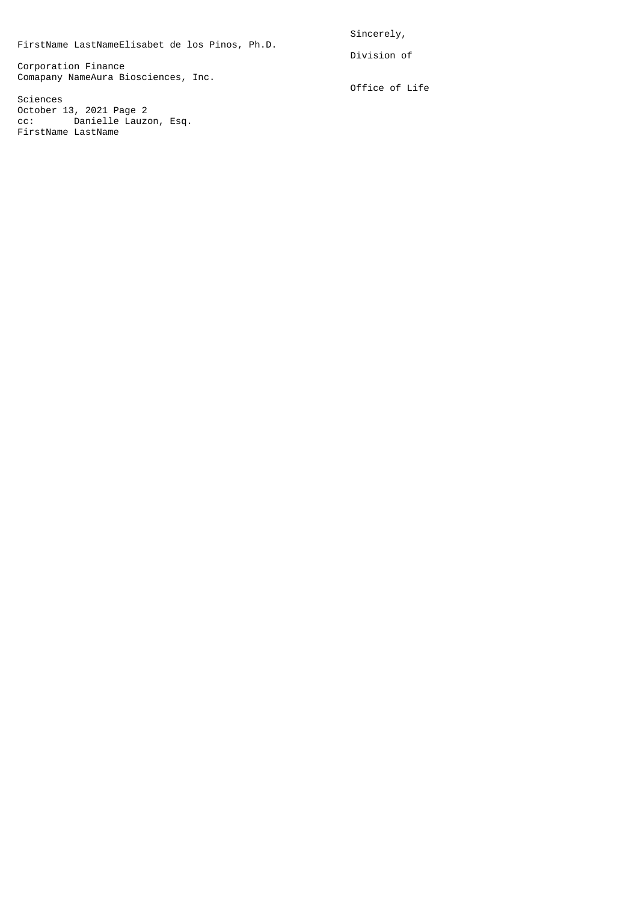Sincerely,

FirstName LastNameElisabet de los Pinos, Ph.D.

Division of

Corporation Finance

Comapany NameAura Biosciences, Inc.

Office of Life

Sciences

October 13, 2021 Page 2

cc: Danielle Lauzon, Esq.

FirstName LastName